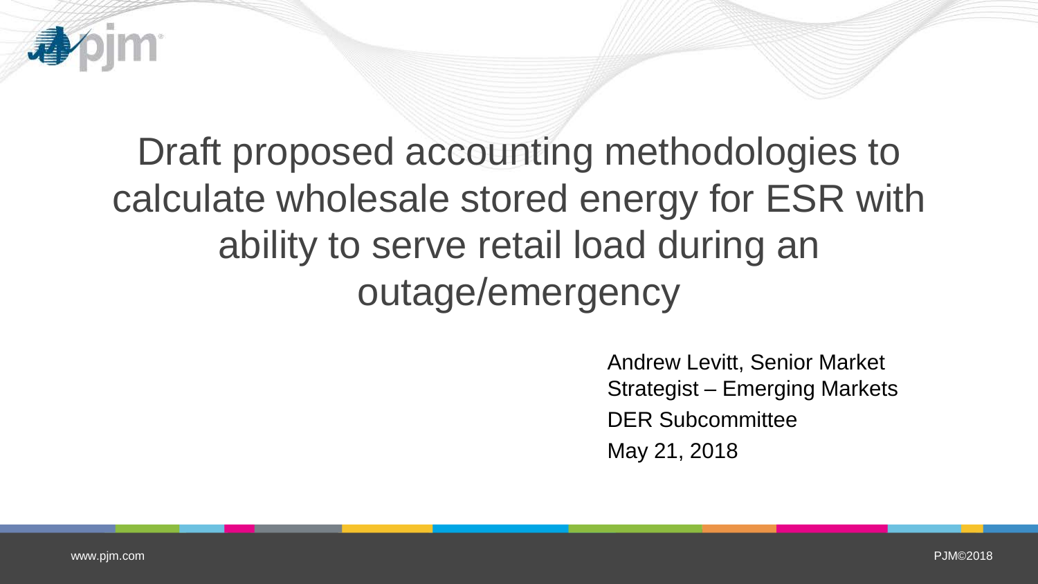# Draft proposed accounting methodologies to calculate wholesale stored energy for ESR with ability to serve retail load during an outage/emergency

Andrew Levitt, Senior Market Strategist – Emerging Markets

DER Subcommittee

May 21, 2018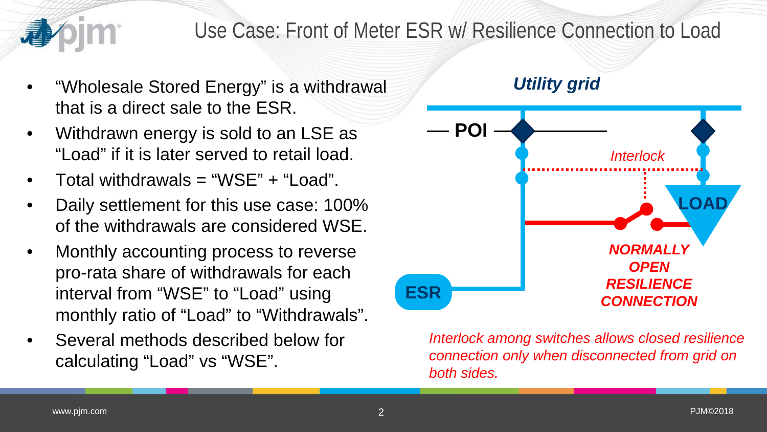# Use Case: Front of Meter ESR w/ Resilience Connection to Load

- "Wholesale Stored Energy" is a withdrawal that is a direct sale to the ESR.
- Withdrawn energy is sold to an LSE as "Load" if it is later served to retail load.
- Total withdrawals = "WSE" + "Load".
- Daily settlement for this use case: 100% of the withdrawals are considered WSE.
- Monthly accounting process to reverse pro-rata share of withdrawals for each interval from "WSE" to "Load" using monthly ratio of "Load" to "Withdrawals".
- Several methods described below for calculating "Load" vs "WSE".

***Utility grid***

**POI**

*Interlock*

**LOAD**

**ESR**

***NORMALLY OPEN RESILIENCE CONNECTION***

*Interlock among switches allows closed resilience connection only when disconnected from grid on both sides.*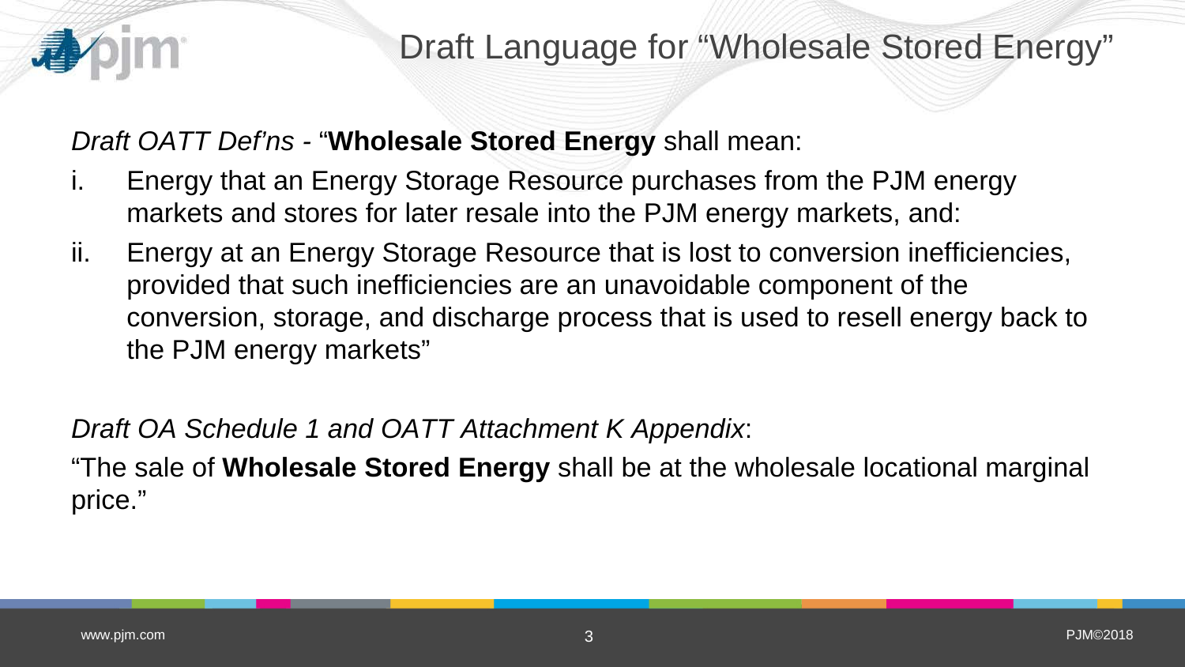# Draft Language for "Wholesale Stored Energy"

*Draft OATT Def'ns* - "**Wholesale Stored Energy** shall mean:

i. Energy that an Energy Storage Resource purchases from the PJM energy markets and stores for later resale into the PJM energy markets, and:

ii. Energy at an Energy Storage Resource that is lost to conversion inefficiencies, provided that such inefficiencies are an unavoidable component of the conversion, storage, and discharge process that is used to resell energy back to the PJM energy markets"

*Draft OA Schedule 1 and OATT Attachment K Appendix*:

"The sale of **Wholesale Stored Energy** shall be at the wholesale locational marginal price."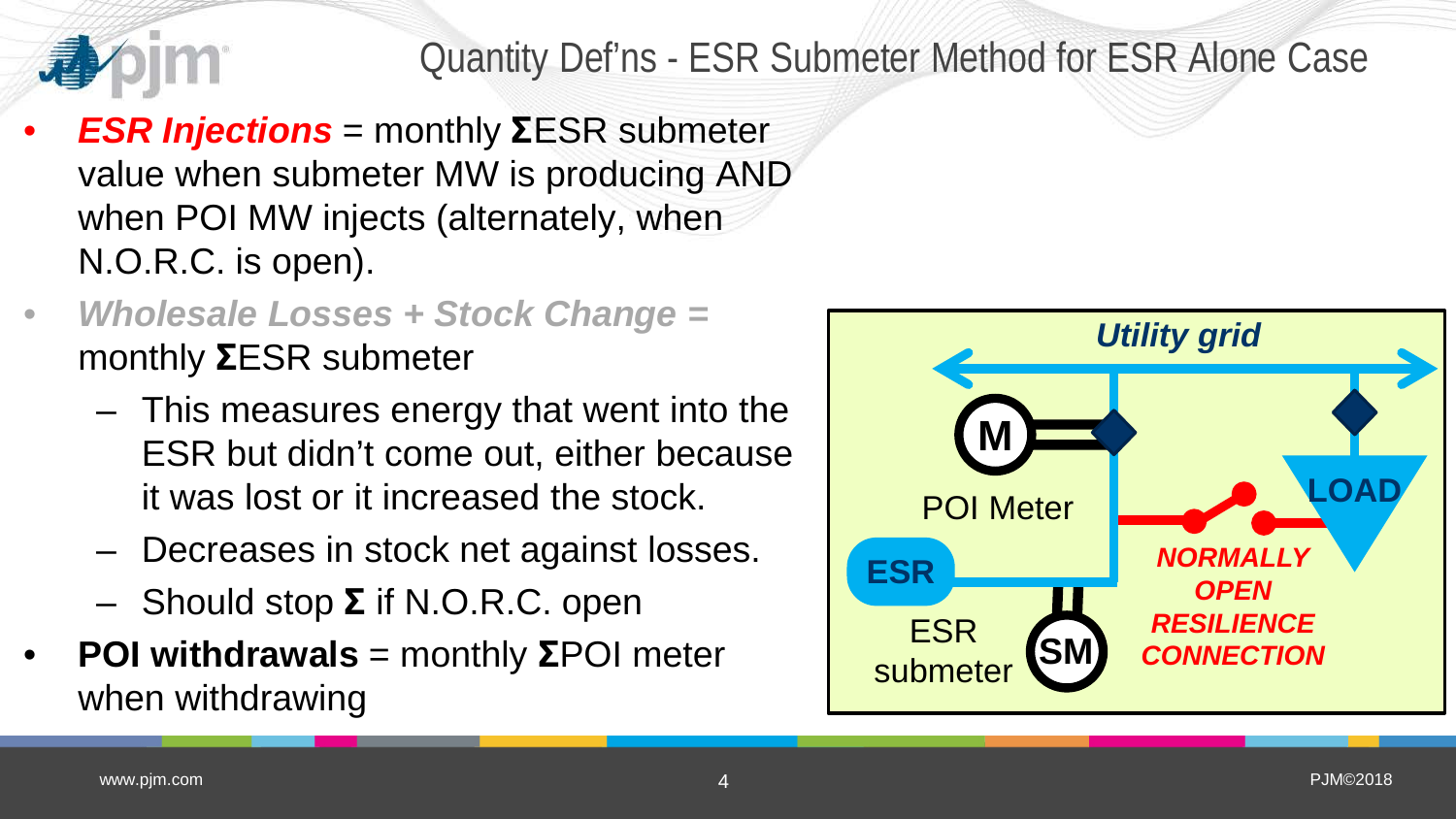# Quantity Def'ns - ESR Submeter Method for ESR Alone Case

- ***ESR Injections*** = monthly **Σ**ESR submeter value when submeter MW is producing AND when POI MW injects (alternately, when N.O.R.C. is open).
- ***Wholesale Losses + Stock Change =*** monthly **Σ**ESR submeter
  - This measures energy that went into the ESR but didn't come out, either because it was lost or it increased the stock.
  - Decreases in stock net against losses.
  - Should stop **Σ** if N.O.R.C. open
- **POI withdrawals** = monthly **Σ**POI meter when withdrawing

*Utility grid*

M

POI Meter

LOAD

ESR

ESR submeter

SM

***NORMALLY OPEN RESILIENCE CONNECTION***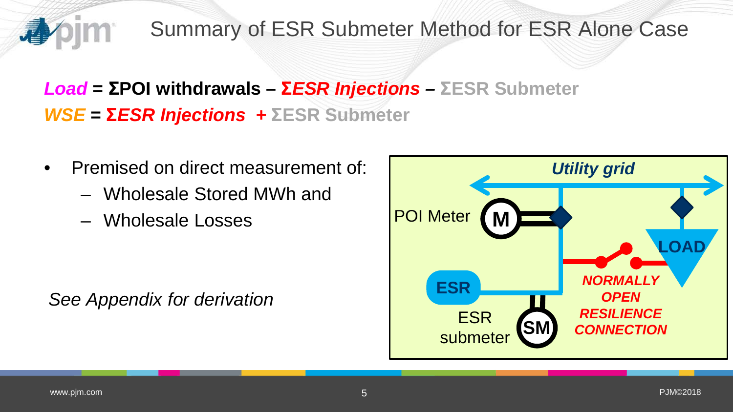# Summary of ESR Submeter Method for ESR Alone Case

***Load*** **= ΣPOI withdrawals – *ΣESR Injections* – ΣESR Submeter**

***WSE*** **= *ΣESR Injections* + ΣESR Submeter**

- Premised on direct measurement of:
  - Wholesale Stored MWh and
  - Wholesale Losses

*See Appendix for derivation*

Utility grid

POI Meter M

LOAD

ESR

ESR submeter SM

NORMALLY OPEN RESILIENCE CONNECTION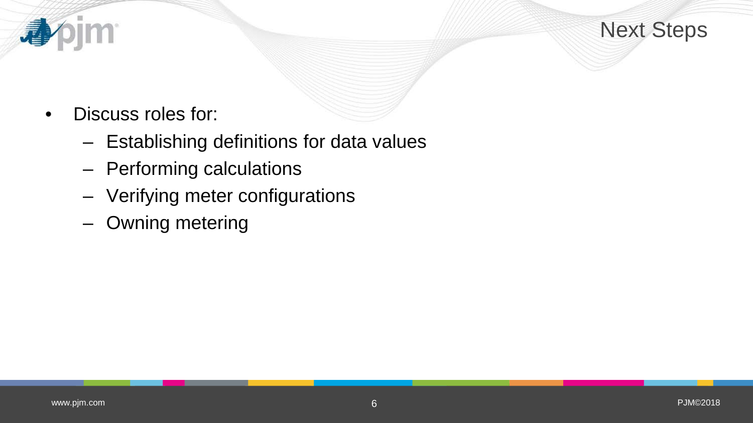# Next Steps

- Discuss roles for:
  - Establishing definitions for data values
  - Performing calculations
  - Verifying meter configurations
  - Owning metering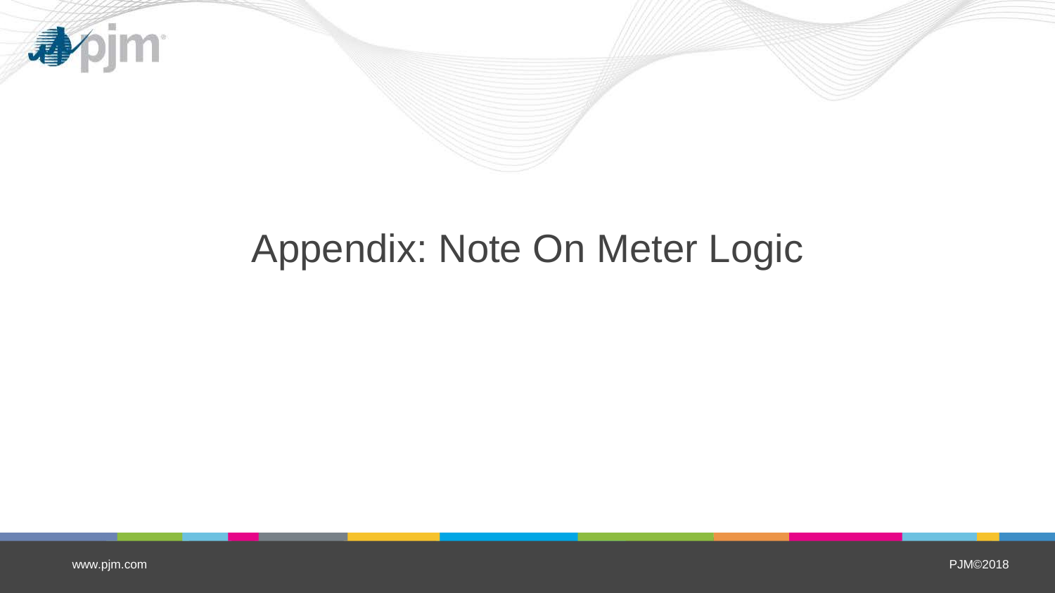# Appendix: Note On Meter Logic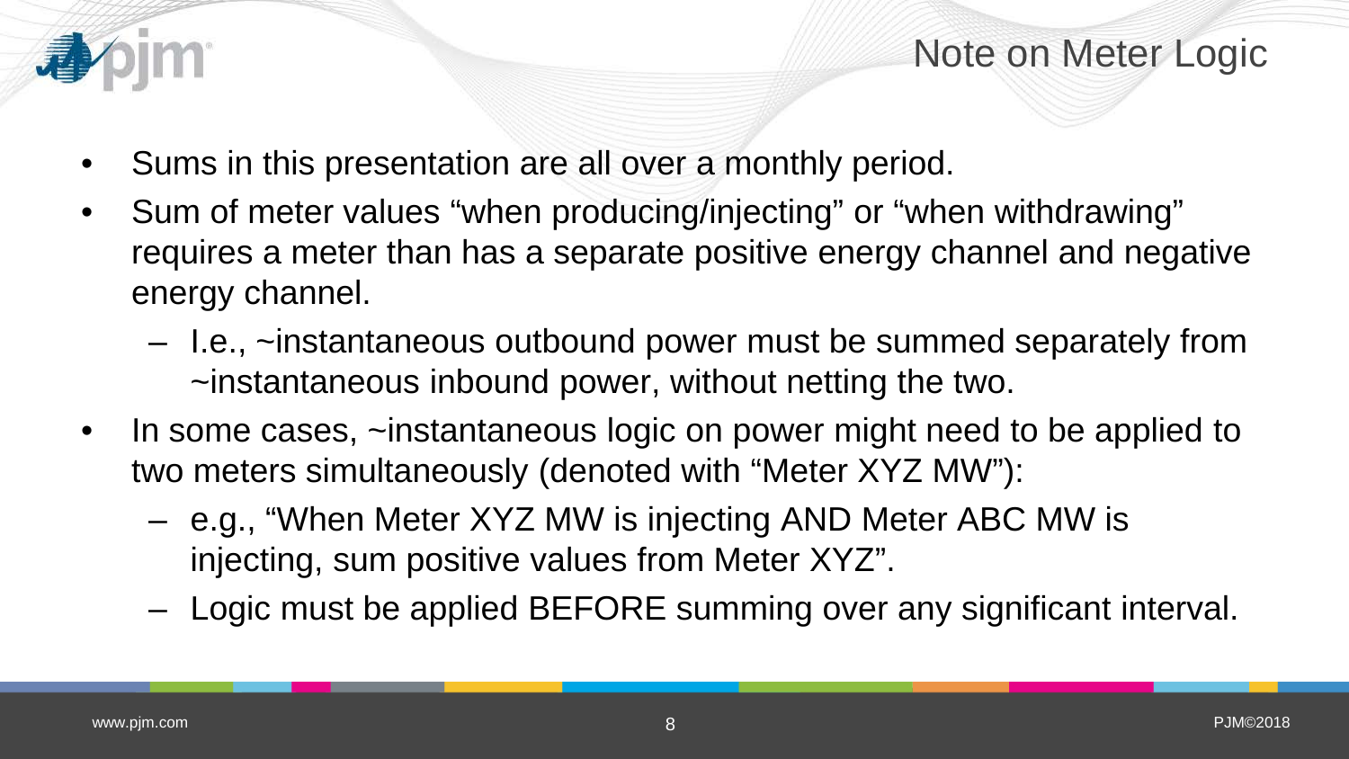# Note on Meter Logic

- Sums in this presentation are all over a monthly period.
- Sum of meter values "when producing/injecting" or "when withdrawing" requires a meter than has a separate positive energy channel and negative energy channel.
  - I.e., ~instantaneous outbound power must be summed separately from ~instantaneous inbound power, without netting the two.
- In some cases, ~instantaneous logic on power might need to be applied to two meters simultaneously (denoted with "Meter XYZ MW"):
  - e.g., "When Meter XYZ MW is injecting AND Meter ABC MW is injecting, sum positive values from Meter XYZ".
  - Logic must be applied BEFORE summing over any significant interval.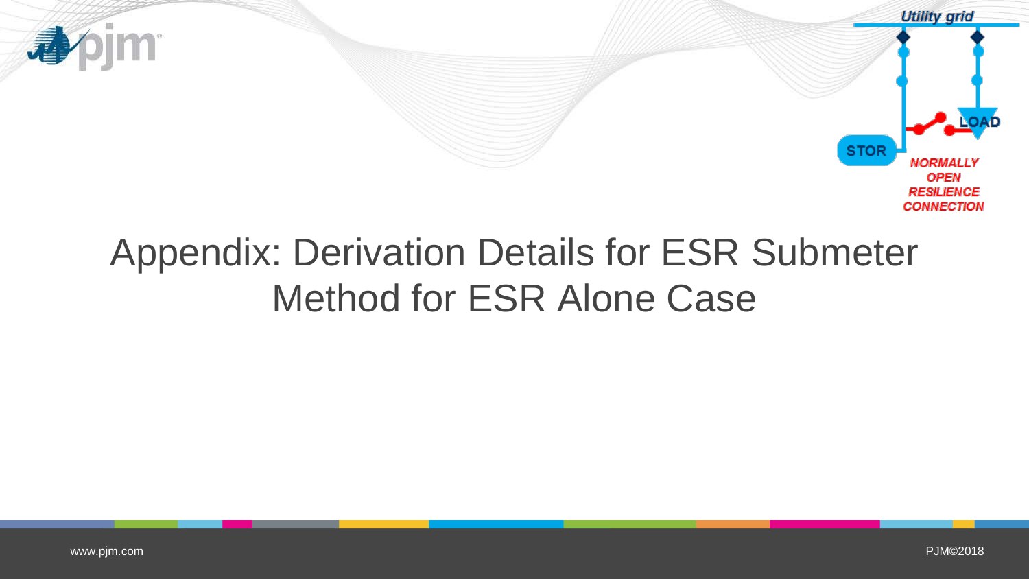# Appendix: Derivation Details for ESR Submeter Method for ESR Alone Case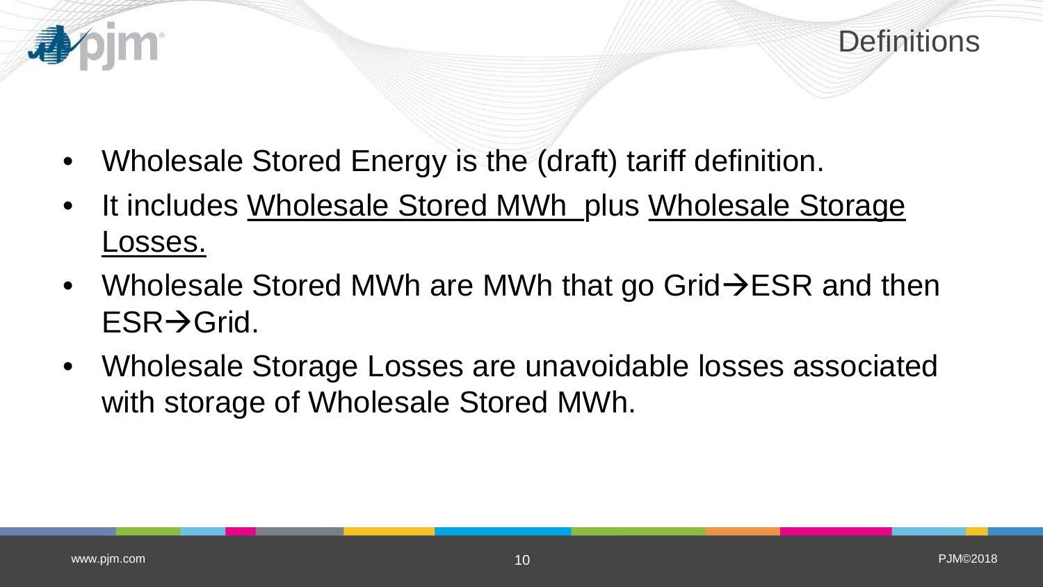# Definitions

- Wholesale Stored Energy is the (draft) tariff definition.
- It includes <u>Wholesale Stored MWh</u> plus <u>Wholesale Storage Losses.</u>
- Wholesale Stored MWh are MWh that go Grid→ESR and then ESR→Grid.
- Wholesale Storage Losses are unavoidable losses associated with storage of Wholesale Stored MWh.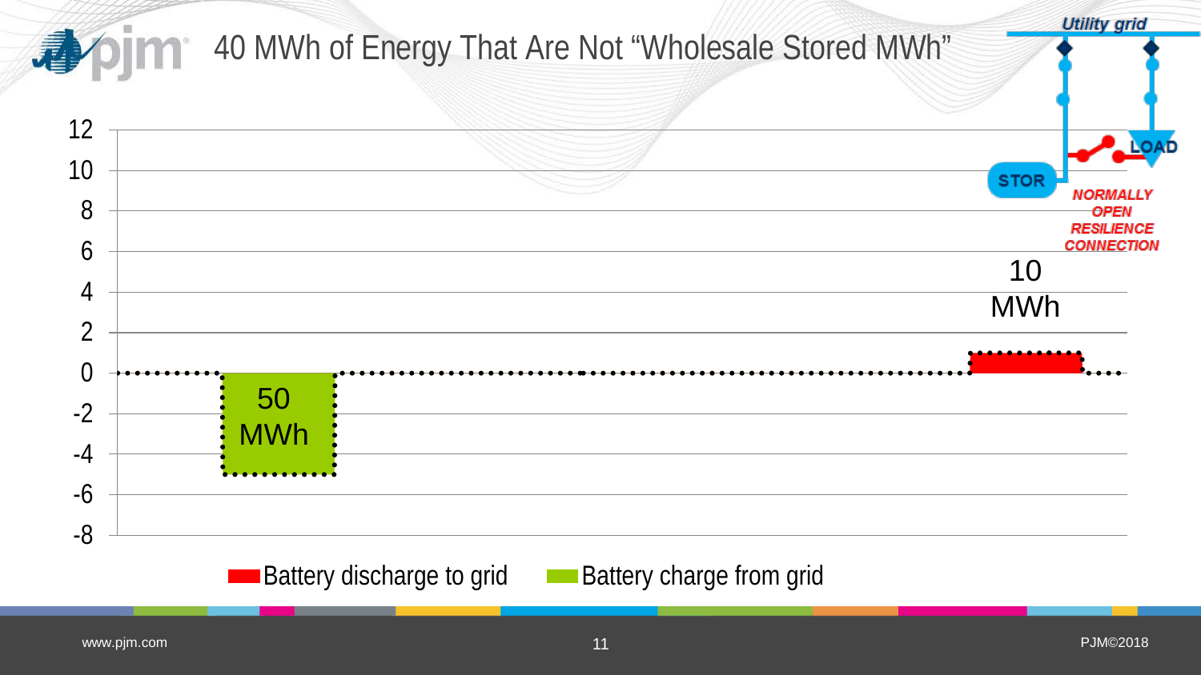# 40 MWh of Energy That Are Not "Wholesale Stored MWh"

Utility grid

STOR

LOAD

*NORMALLY OPEN RESILIENCE CONNECTION*

50 MWh

10 MWh

Battery discharge to grid

Battery charge from grid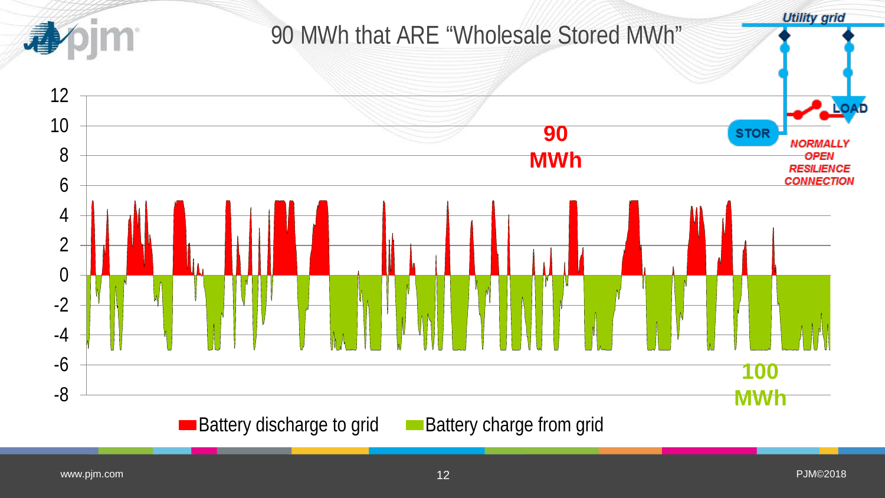# 90 MWh that ARE "Wholesale Stored MWh"

Utility grid

STOR

LOAD

*NORMALLY OPEN RESILIENCE CONNECTION*

**90 MWh**

**100 MWh**

Battery discharge to grid

Battery charge from grid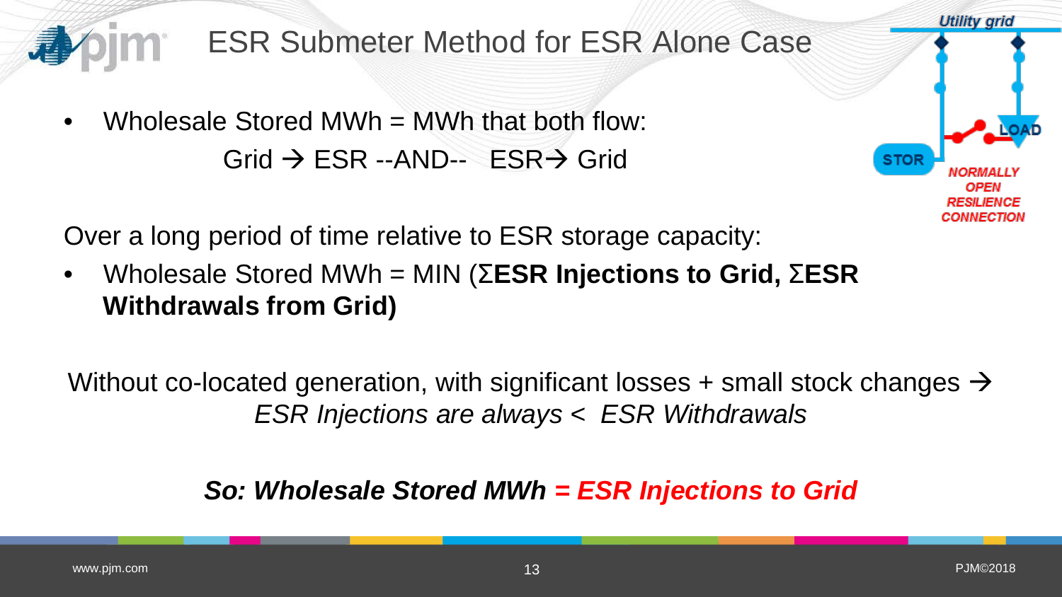# ESR Submeter Method for ESR Alone Case

- Wholesale Stored MWh = MWh that both flow:

  Grid → ESR --AND-- ESR→ Grid

Over a long period of time relative to ESR storage capacity:

- Wholesale Stored MWh = MIN (Σ**ESR Injections to Grid,** Σ**ESR Withdrawals from Grid)**

Without co-located generation, with significant losses + small stock changes → *ESR Injections are always < ESR Withdrawals*

***So: Wholesale Stored MWh = ESR Injections to Grid***

Utility grid

STOR

LOAD

*NORMALLY OPEN RESILIENCE CONNECTION*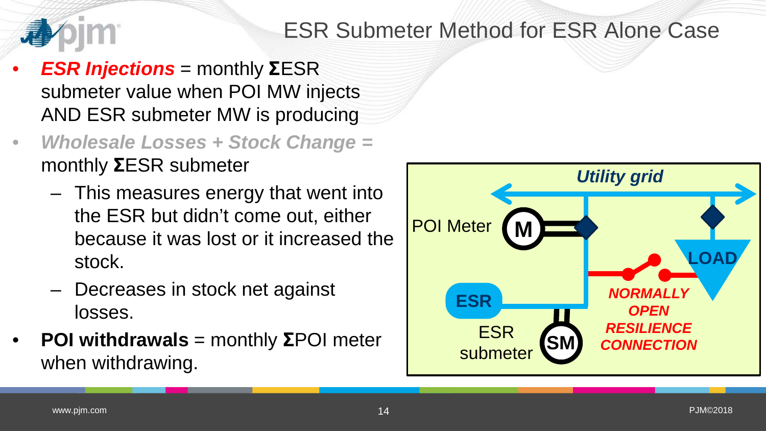# ESR Submeter Method for ESR Alone Case

- ***ESR Injections*** = monthly **Σ**ESR submeter value when POI MW injects AND ESR submeter MW is producing
- ***Wholesale Losses + Stock Change =*** monthly **Σ**ESR submeter
  - This measures energy that went into the ESR but didn't come out, either because it was lost or it increased the stock.
  - Decreases in stock net against losses.
- **POI withdrawals** = monthly **Σ**POI meter when withdrawing.

*Utility grid*

POI Meter **M**

**LOAD**

**ESR**

ESR submeter **SM**

***NORMALLY OPEN RESILIENCE CONNECTION***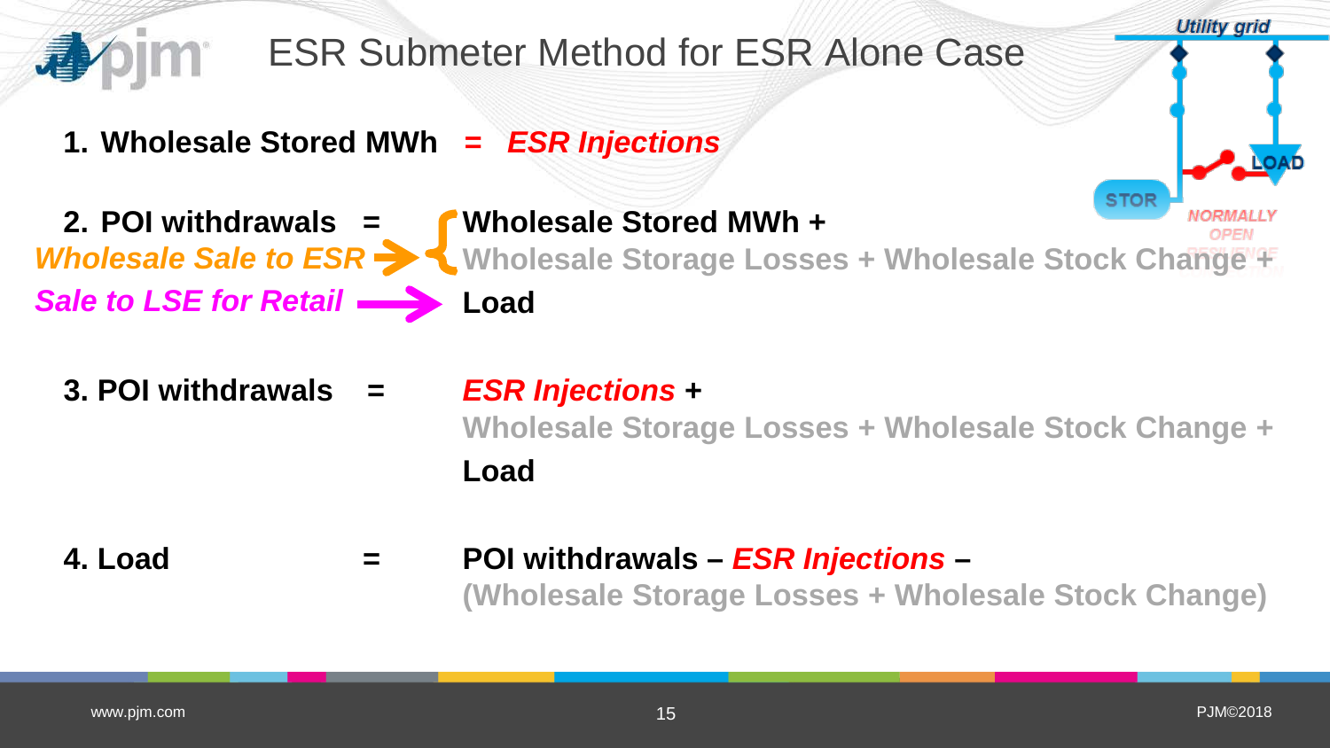# ESR Submeter Method for ESR Alone Case

1. **Wholesale Stored MWh** = ***ESR Injections***

2. **POI withdrawals** = **Wholesale Stored MWh +**

   ***Wholesale Sale to ESR*** → **Wholesale Storage Losses + Wholesale Stock Change +**

   ***Sale to LSE for Retail*** → **Load**

3. **POI withdrawals** = ***ESR Injections*** **+**

   **Wholesale Storage Losses + Wholesale Stock Change +**

   **Load**

4. **Load** = **POI withdrawals –** ***ESR Injections*** **–**

   **(Wholesale Storage Losses + Wholesale Stock Change)**

Utility grid

LOAD

STOR

NORMALLY OPEN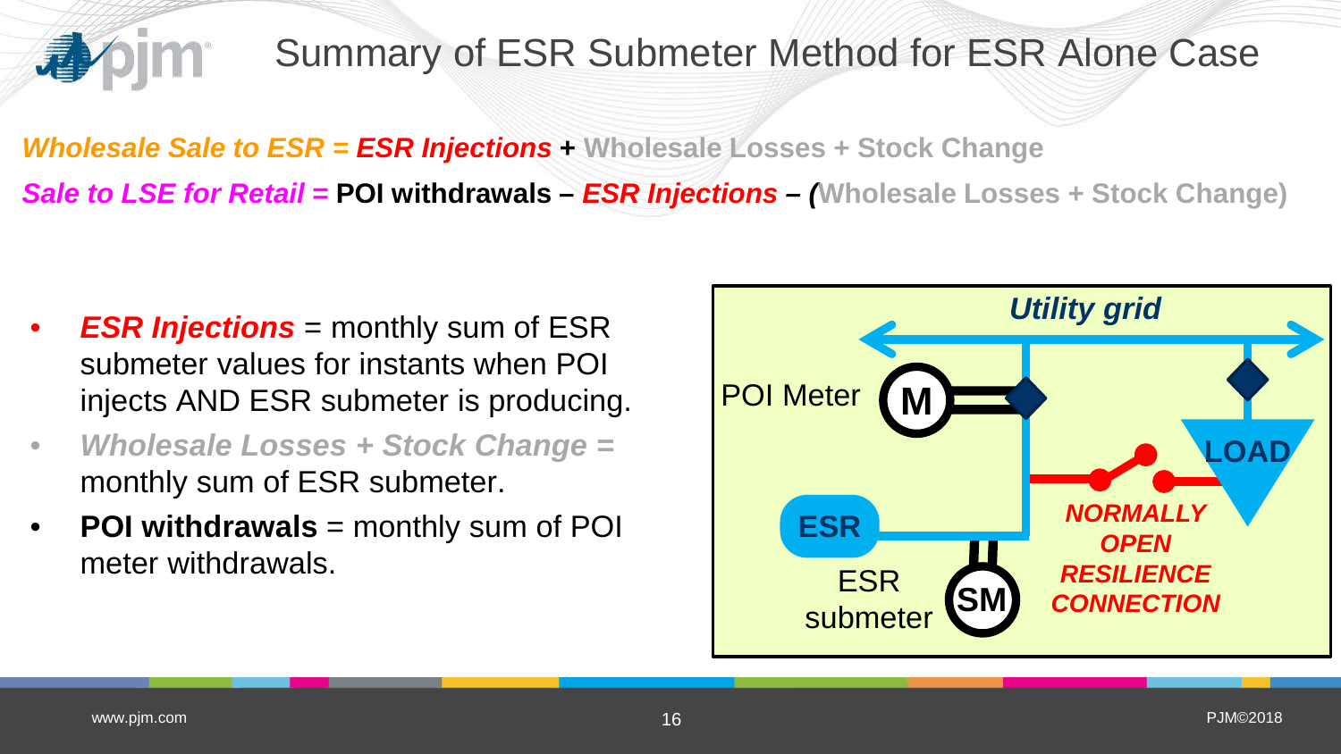# Summary of ESR Submeter Method for ESR Alone Case

***Wholesale Sale to ESR = ESR Injections*** **+ Wholesale Losses + Stock Change**

***Sale to LSE for Retail =*** **POI withdrawals –** ***ESR Injections*** **– (Wholesale Losses + Stock Change)**

- ***ESR Injections*** = monthly sum of ESR submeter values for instants when POI injects AND ESR submeter is producing.
- ***Wholesale Losses + Stock Change*** = monthly sum of ESR submeter.
- **POI withdrawals** = monthly sum of POI meter withdrawals.

Utility grid

POI Meter

M

LOAD

ESR

ESR submeter

SM

NORMALLY OPEN RESILIENCE CONNECTION